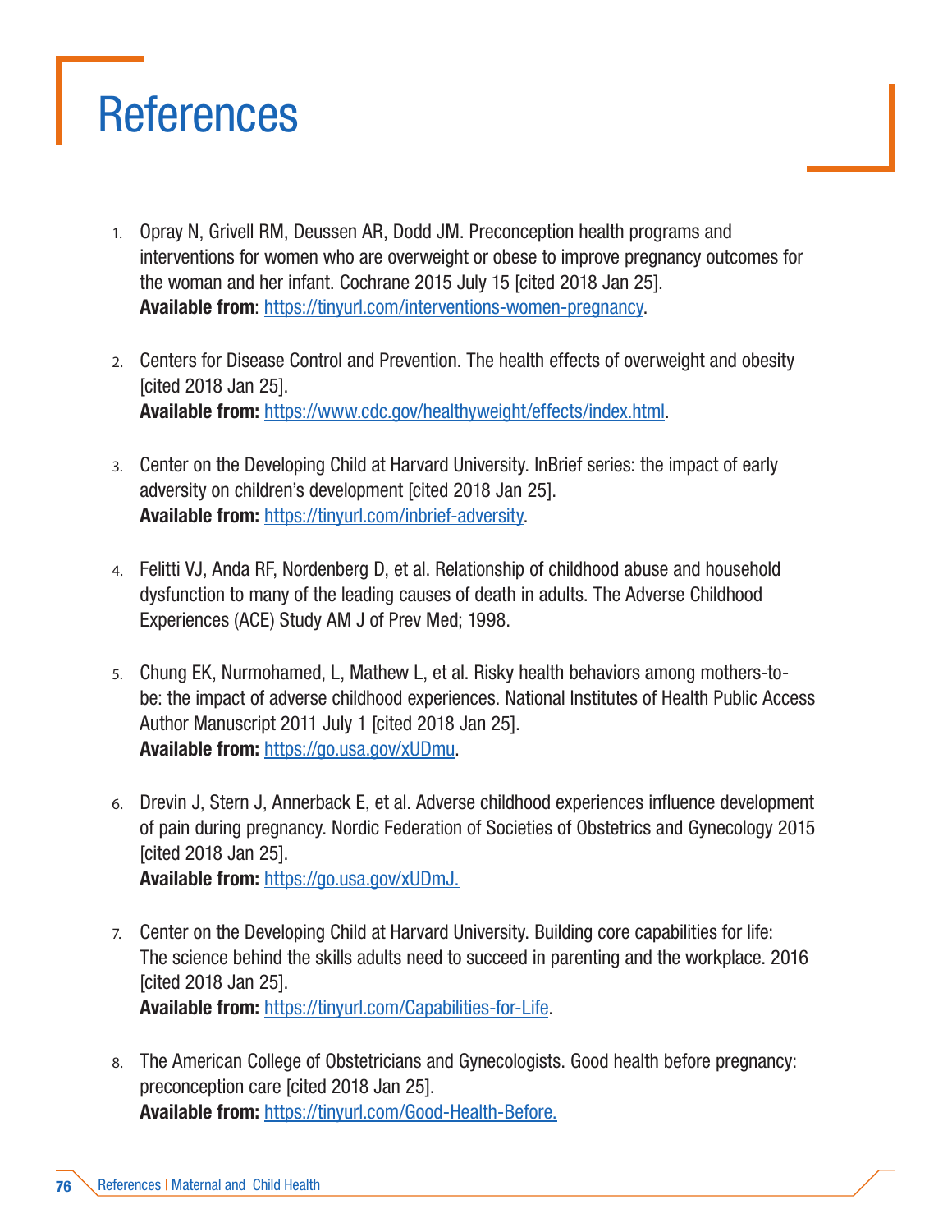# References

1. Opray N, Grivell RM, Deussen AR, Dodd JM. Preconception health programs and interventions for women who are overweight or obese to improve pregnancy outcomes for the woman and her infant. Cochrane 2015 July 15 [cited 2018 Jan 25]. **Available from**: https://tinyurl.com/interventions-women-pregnancy.

2. Centers for Disease Control and Prevention. The health effects of overweight and obesity [cited 2018 Jan 25]. **Available from:** https://www.cdc.gov/healthyweight/effects/index.html.

3. Center on the Developing Child at Harvard University. InBrief series: the impact of early adversity on children's development [cited 2018 Jan 25]. **Available from:** https://tinyurl.com/inbrief-adversity.

4. Felitti VJ, Anda RF, Nordenberg D, et al. Relationship of childhood abuse and household dysfunction to many of the leading causes of death in adults. The Adverse Childhood Experiences (ACE) Study AM J of Prev Med; 1998.

5. Chung EK, Nurmohamed, L, Mathew L, et al. Risky health behaviors among mothers-to-be: the impact of adverse childhood experiences. National Institutes of Health Public Access Author Manuscript 2011 July 1 [cited 2018 Jan 25]. **Available from:** https://go.usa.gov/xUDmu.

6. Drevin J, Stern J, Annerback E, et al. Adverse childhood experiences influence development of pain during pregnancy. Nordic Federation of Societies of Obstetrics and Gynecology 2015 [cited 2018 Jan 25]. **Available from:** https://go.usa.gov/xUDmJ.

7. Center on the Developing Child at Harvard University. Building core capabilities for life: The science behind the skills adults need to succeed in parenting and the workplace. 2016 [cited 2018 Jan 25]. **Available from:** https://tinyurl.com/Capabilities-for-Life.

8. The American College of Obstetricians and Gynecologists. Good health before pregnancy: preconception care [cited 2018 Jan 25]. **Available from:** https://tinyurl.com/Good-Health-Before.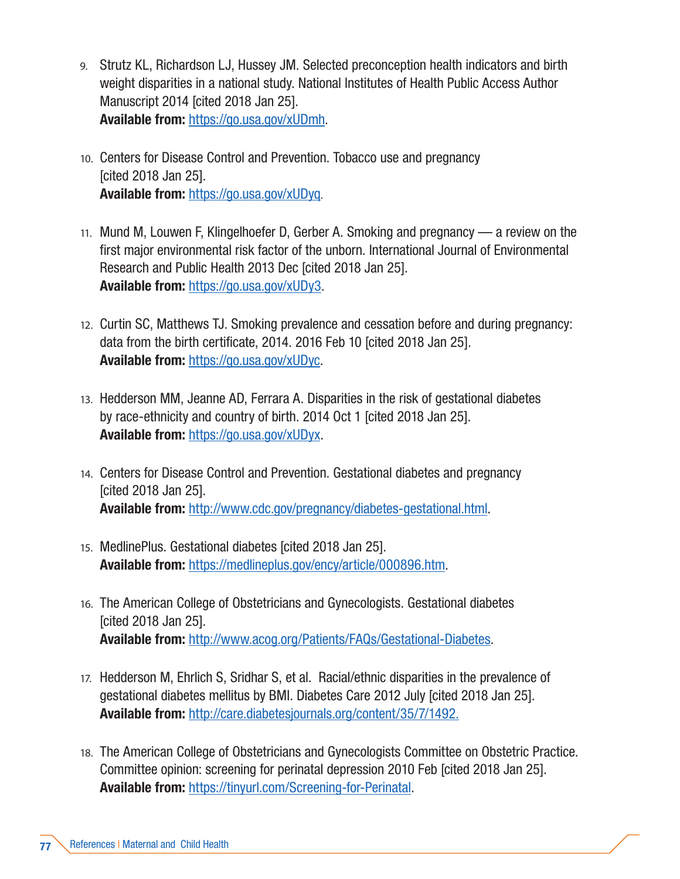9. Strutz KL, Richardson LJ, Hussey JM. Selected preconception health indicators and birth weight disparities in a national study. National Institutes of Health Public Access Author Manuscript 2014 [cited 2018 Jan 25].
   **Available from:** https://go.usa.gov/xUDmh.

10. Centers for Disease Control and Prevention. Tobacco use and pregnancy [cited 2018 Jan 25].
    **Available from:** https://go.usa.gov/xUDyq.

11. Mund M, Louwen F, Klingelhoefer D, Gerber A. Smoking and pregnancy — a review on the first major environmental risk factor of the unborn. International Journal of Environmental Research and Public Health 2013 Dec [cited 2018 Jan 25].
    **Available from:** https://go.usa.gov/xUDy3.

12. Curtin SC, Matthews TJ. Smoking prevalence and cessation before and during pregnancy: data from the birth certificate, 2014. 2016 Feb 10 [cited 2018 Jan 25].
    **Available from:** https://go.usa.gov/xUDyc.

13. Hedderson MM, Jeanne AD, Ferrara A. Disparities in the risk of gestational diabetes by race-ethnicity and country of birth. 2014 Oct 1 [cited 2018 Jan 25].
    **Available from:** https://go.usa.gov/xUDyx.

14. Centers for Disease Control and Prevention. Gestational diabetes and pregnancy [cited 2018 Jan 25].
    **Available from:** http://www.cdc.gov/pregnancy/diabetes-gestational.html.

15. MedlinePlus. Gestational diabetes [cited 2018 Jan 25].
    **Available from:** https://medlineplus.gov/ency/article/000896.htm.

16. The American College of Obstetricians and Gynecologists. Gestational diabetes [cited 2018 Jan 25].
    **Available from:** http://www.acog.org/Patients/FAQs/Gestational-Diabetes.

17. Hedderson M, Ehrlich S, Sridhar S, et al. Racial/ethnic disparities in the prevalence of gestational diabetes mellitus by BMI. Diabetes Care 2012 July [cited 2018 Jan 25].
    **Available from:** http://care.diabetesjournals.org/content/35/7/1492.

18. The American College of Obstetricians and Gynecologists Committee on Obstetric Practice. Committee opinion: screening for perinatal depression 2010 Feb [cited 2018 Jan 25].
    **Available from:** https://tinyurl.com/Screening-for-Perinatal.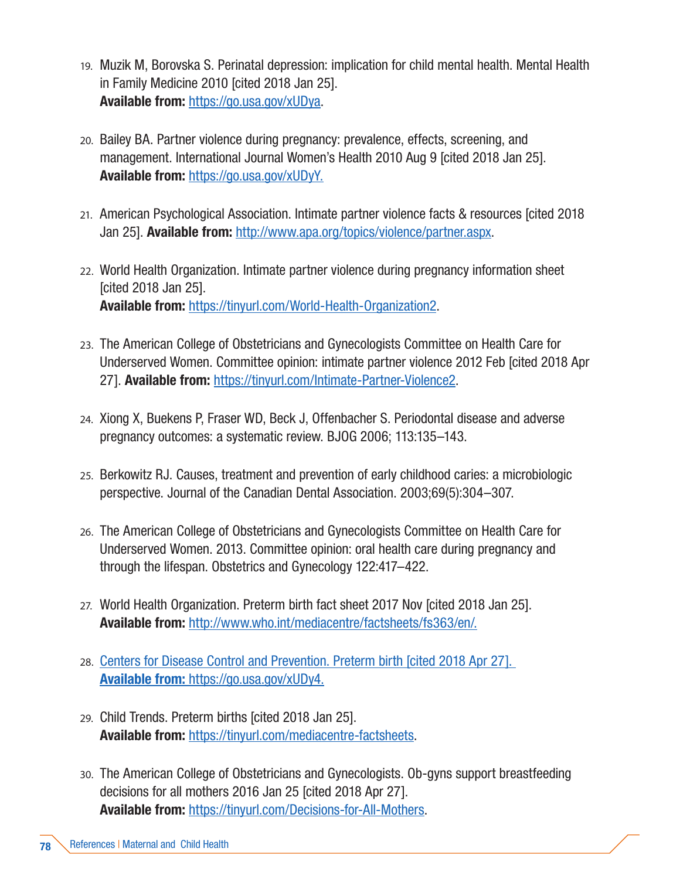19. Muzik M, Borovska S. Perinatal depression: implication for child mental health. Mental Health in Family Medicine 2010 [cited 2018 Jan 25].
**Available from:** https://go.usa.gov/xUDya.

20. Bailey BA. Partner violence during pregnancy: prevalence, effects, screening, and management. International Journal Women's Health 2010 Aug 9 [cited 2018 Jan 25].
**Available from:** https://go.usa.gov/xUDyY.

21. American Psychological Association. Intimate partner violence facts & resources [cited 2018 Jan 25]. **Available from:** http://www.apa.org/topics/violence/partner.aspx.

22. World Health Organization. Intimate partner violence during pregnancy information sheet [cited 2018 Jan 25].
**Available from:** https://tinyurl.com/World-Health-Organization2.

23. The American College of Obstetricians and Gynecologists Committee on Health Care for Underserved Women. Committee opinion: intimate partner violence 2012 Feb [cited 2018 Apr 27]. **Available from:** https://tinyurl.com/Intimate-Partner-Violence2.

24. Xiong X, Buekens P, Fraser WD, Beck J, Offenbacher S. Periodontal disease and adverse pregnancy outcomes: a systematic review. BJOG 2006; 113:135–143.

25. Berkowitz RJ. Causes, treatment and prevention of early childhood caries: a microbiologic perspective. Journal of the Canadian Dental Association. 2003;69(5):304–307.

26. The American College of Obstetricians and Gynecologists Committee on Health Care for Underserved Women. 2013. Committee opinion: oral health care during pregnancy and through the lifespan. Obstetrics and Gynecology 122:417–422.

27. World Health Organization. Preterm birth fact sheet 2017 Nov [cited 2018 Jan 25].
**Available from:** http://www.who.int/mediacentre/factsheets/fs363/en/.

28. Centers for Disease Control and Prevention. Preterm birth [cited 2018 Apr 27].
**Available from:** https://go.usa.gov/xUDy4.

29. Child Trends. Preterm births [cited 2018 Jan 25].
**Available from:** https://tinyurl.com/mediacentre-factsheets.

30. The American College of Obstetricians and Gynecologists. Ob-gyns support breastfeeding decisions for all mothers 2016 Jan 25 [cited 2018 Apr 27].
**Available from:** https://tinyurl.com/Decisions-for-All-Mothers.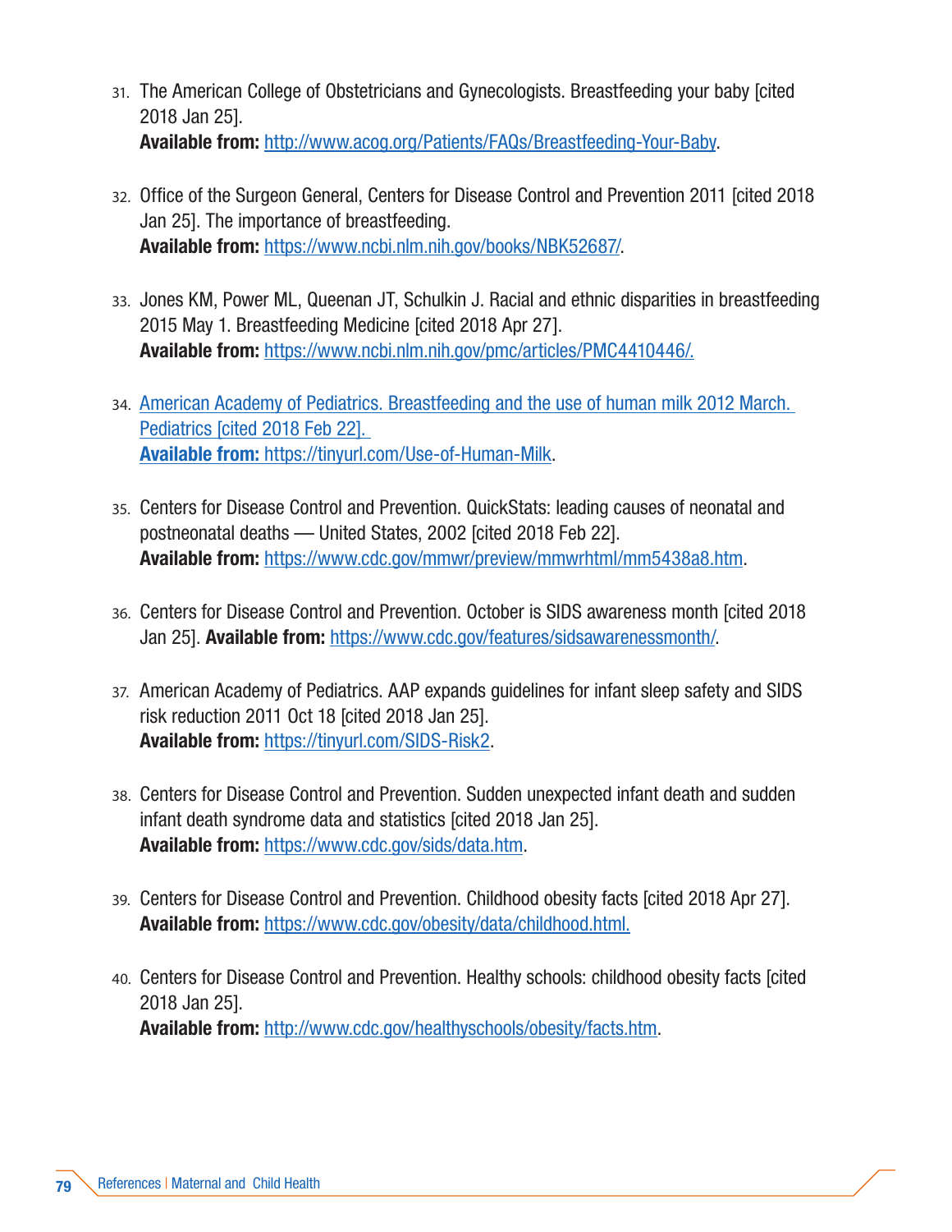31. The American College of Obstetricians and Gynecologists. Breastfeeding your baby [cited 2018 Jan 25].
    **Available from:** http://www.acog.org/Patients/FAQs/Breastfeeding-Your-Baby.

32. Office of the Surgeon General, Centers for Disease Control and Prevention 2011 [cited 2018 Jan 25]. The importance of breastfeeding.
    **Available from:** https://www.ncbi.nlm.nih.gov/books/NBK52687/.

33. Jones KM, Power ML, Queenan JT, Schulkin J. Racial and ethnic disparities in breastfeeding 2015 May 1. Breastfeeding Medicine [cited 2018 Apr 27].
    **Available from:** https://www.ncbi.nlm.nih.gov/pmc/articles/PMC4410446/.

34. American Academy of Pediatrics. Breastfeeding and the use of human milk 2012 March. Pediatrics [cited 2018 Feb 22].
    **Available from:** https://tinyurl.com/Use-of-Human-Milk.

35. Centers for Disease Control and Prevention. QuickStats: leading causes of neonatal and postneonatal deaths — United States, 2002 [cited 2018 Feb 22].
    **Available from:** https://www.cdc.gov/mmwr/preview/mmwrhtml/mm5438a8.htm.

36. Centers for Disease Control and Prevention. October is SIDS awareness month [cited 2018 Jan 25]. **Available from:** https://www.cdc.gov/features/sidsawarenessmonth/.

37. American Academy of Pediatrics. AAP expands guidelines for infant sleep safety and SIDS risk reduction 2011 Oct 18 [cited 2018 Jan 25].
    **Available from:** https://tinyurl.com/SIDS-Risk2.

38. Centers for Disease Control and Prevention. Sudden unexpected infant death and sudden infant death syndrome data and statistics [cited 2018 Jan 25].
    **Available from:** https://www.cdc.gov/sids/data.htm.

39. Centers for Disease Control and Prevention. Childhood obesity facts [cited 2018 Apr 27].
    **Available from:** https://www.cdc.gov/obesity/data/childhood.html.

40. Centers for Disease Control and Prevention. Healthy schools: childhood obesity facts [cited 2018 Jan 25].
    **Available from:** http://www.cdc.gov/healthyschools/obesity/facts.htm.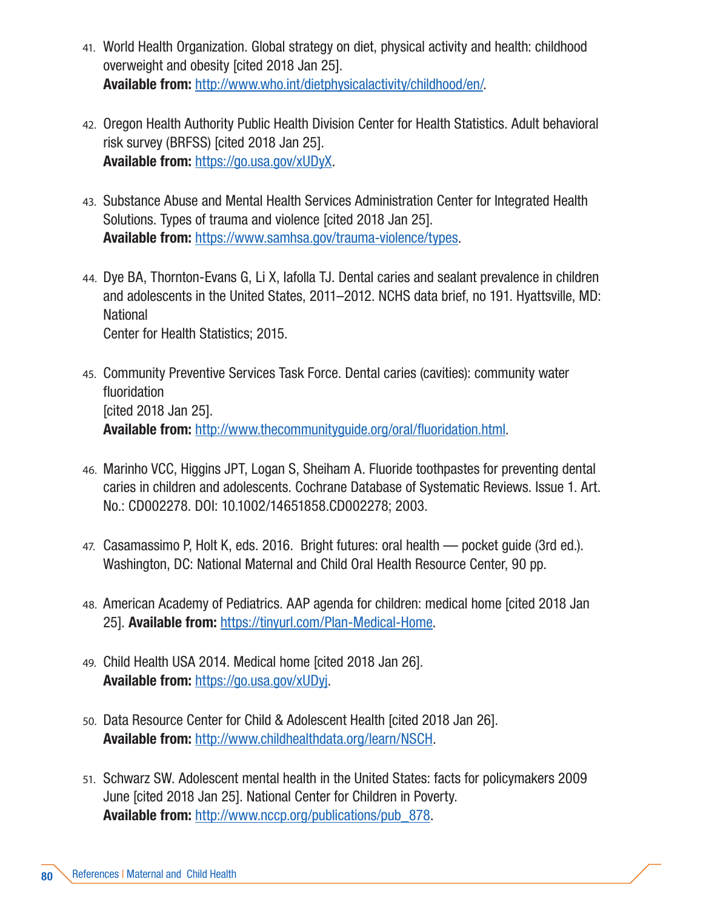41. World Health Organization. Global strategy on diet, physical activity and health: childhood overweight and obesity [cited 2018 Jan 25]. **Available from:** http://www.who.int/dietphysicalactivity/childhood/en/.

42. Oregon Health Authority Public Health Division Center for Health Statistics. Adult behavioral risk survey (BRFSS) [cited 2018 Jan 25]. **Available from:** https://go.usa.gov/xUDyX.

43. Substance Abuse and Mental Health Services Administration Center for Integrated Health Solutions. Types of trauma and violence [cited 2018 Jan 25]. **Available from:** https://www.samhsa.gov/trauma-violence/types.

44. Dye BA, Thornton-Evans G, Li X, Iafolla TJ. Dental caries and sealant prevalence in children and adolescents in the United States, 2011–2012. NCHS data brief, no 191. Hyattsville, MD: National Center for Health Statistics; 2015.

45. Community Preventive Services Task Force. Dental caries (cavities): community water fluoridation [cited 2018 Jan 25]. **Available from:** http://www.thecommunityguide.org/oral/fluoridation.html.

46. Marinho VCC, Higgins JPT, Logan S, Sheiham A. Fluoride toothpastes for preventing dental caries in children and adolescents. Cochrane Database of Systematic Reviews. Issue 1. Art. No.: CD002278. DOI: 10.1002/14651858.CD002278; 2003.

47. Casamassimo P, Holt K, eds. 2016. Bright futures: oral health — pocket guide (3rd ed.). Washington, DC: National Maternal and Child Oral Health Resource Center, 90 pp.

48. American Academy of Pediatrics. AAP agenda for children: medical home [cited 2018 Jan 25]. **Available from:** https://tinyurl.com/Plan-Medical-Home.

49. Child Health USA 2014. Medical home [cited 2018 Jan 26]. **Available from:** https://go.usa.gov/xUDyj.

50. Data Resource Center for Child & Adolescent Health [cited 2018 Jan 26]. **Available from:** http://www.childhealthdata.org/learn/NSCH.

51. Schwarz SW. Adolescent mental health in the United States: facts for policymakers 2009 June [cited 2018 Jan 25]. National Center for Children in Poverty. **Available from:** http://www.nccp.org/publications/pub_878.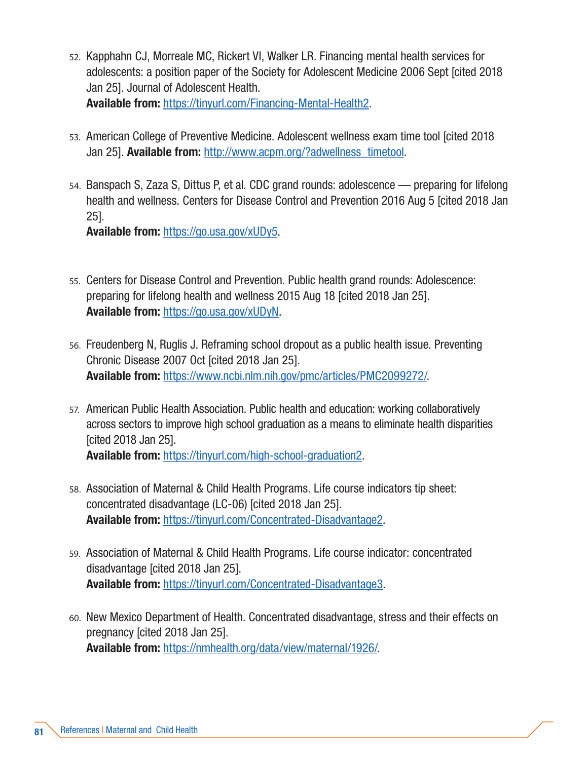52. Kapphahn CJ, Morreale MC, Rickert VI, Walker LR. Financing mental health services for adolescents: a position paper of the Society for Adolescent Medicine 2006 Sept [cited 2018 Jan 25]. Journal of Adolescent Health.
**Available from:** https://tinyurl.com/Financing-Mental-Health2.

53. American College of Preventive Medicine. Adolescent wellness exam time tool [cited 2018 Jan 25]. **Available from:** http://www.acpm.org/?adwellness_timetool.

54. Banspach S, Zaza S, Dittus P, et al. CDC grand rounds: adolescence — preparing for lifelong health and wellness. Centers for Disease Control and Prevention 2016 Aug 5 [cited 2018 Jan 25].
**Available from:** https://go.usa.gov/xUDy5.

55. Centers for Disease Control and Prevention. Public health grand rounds: Adolescence: preparing for lifelong health and wellness 2015 Aug 18 [cited 2018 Jan 25].
**Available from:** https://go.usa.gov/xUDyN.

56. Freudenberg N, Ruglis J. Reframing school dropout as a public health issue. Preventing Chronic Disease 2007 Oct [cited 2018 Jan 25].
**Available from:** https://www.ncbi.nlm.nih.gov/pmc/articles/PMC2099272/.

57. American Public Health Association. Public health and education: working collaboratively across sectors to improve high school graduation as a means to eliminate health disparities [cited 2018 Jan 25].
**Available from:** https://tinyurl.com/high-school-graduation2.

58. Association of Maternal & Child Health Programs. Life course indicators tip sheet: concentrated disadvantage (LC-06) [cited 2018 Jan 25].
**Available from:** https://tinyurl.com/Concentrated-Disadvantage2.

59. Association of Maternal & Child Health Programs. Life course indicator: concentrated disadvantage [cited 2018 Jan 25].
**Available from:** https://tinyurl.com/Concentrated-Disadvantage3.

60. New Mexico Department of Health. Concentrated disadvantage, stress and their effects on pregnancy [cited 2018 Jan 25].
**Available from:** https://nmhealth.org/data/view/maternal/1926/.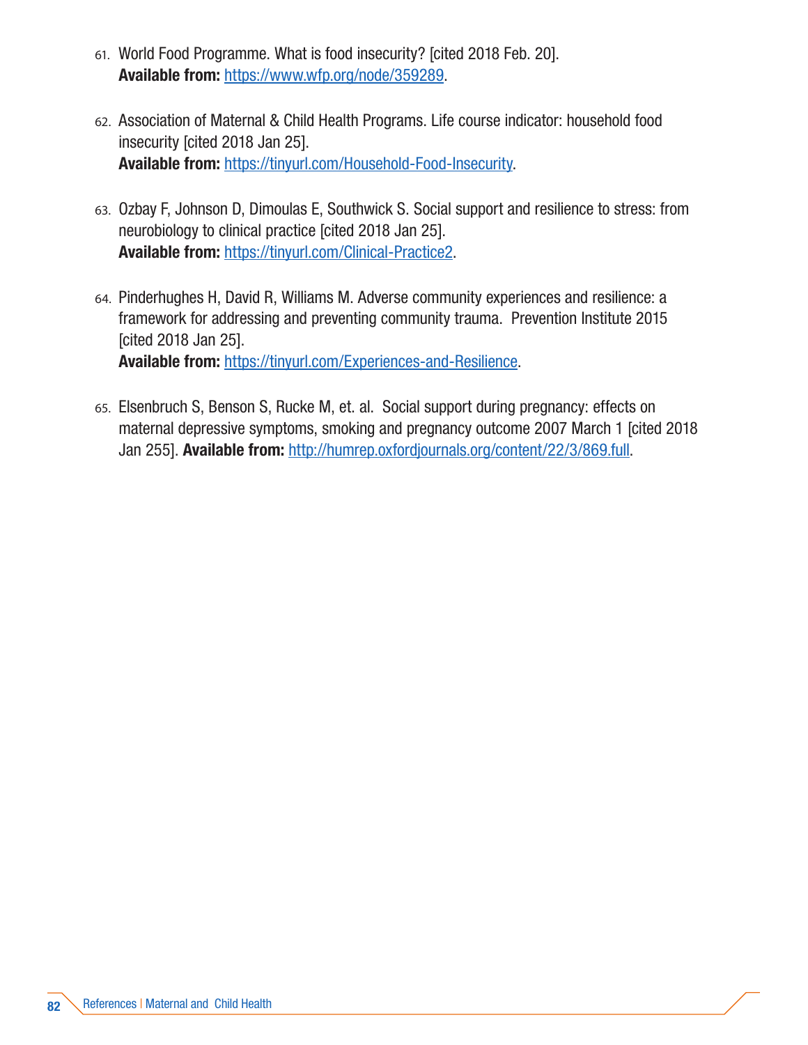61. World Food Programme. What is food insecurity? [cited 2018 Feb. 20]. **Available from:** https://www.wfp.org/node/359289.

62. Association of Maternal & Child Health Programs. Life course indicator: household food insecurity [cited 2018 Jan 25]. **Available from:** https://tinyurl.com/Household-Food-Insecurity.

63. Ozbay F, Johnson D, Dimoulas E, Southwick S. Social support and resilience to stress: from neurobiology to clinical practice [cited 2018 Jan 25]. **Available from:** https://tinyurl.com/Clinical-Practice2.

64. Pinderhughes H, David R, Williams M. Adverse community experiences and resilience: a framework for addressing and preventing community trauma. Prevention Institute 2015 [cited 2018 Jan 25]. **Available from:** https://tinyurl.com/Experiences-and-Resilience.

65. Elsenbruch S, Benson S, Rucke M, et. al. Social support during pregnancy: effects on maternal depressive symptoms, smoking and pregnancy outcome 2007 March 1 [cited 2018 Jan 255]. **Available from:** http://humrep.oxfordjournals.org/content/22/3/869.full.